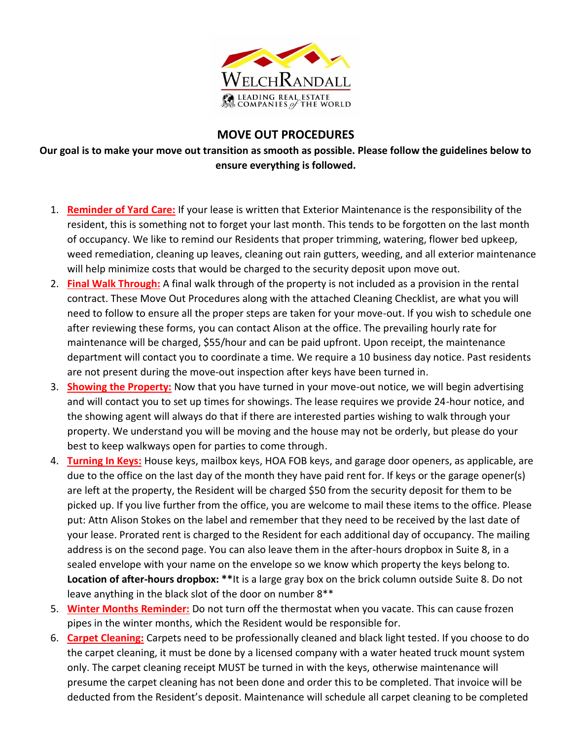# MOVE OUT PROCEDURES

**Our goal is to make your move out transition as smooth as possible. Please follow the guidelines below to ensure everything is followed.**

1. **Reminder of Yard Care:** If your lease is written that Exterior Maintenance is the responsibility of the resident, this is something not to forget your last month. This tends to be forgotten on the last month of occupancy. We like to remind our Residents that proper trimming, watering, flower bed upkeep, weed remediation, cleaning up leaves, cleaning out rain gutters, weeding, and all exterior maintenance will help minimize costs that would be charged to the security deposit upon move out.
2. **Final Walk Through:** A final walk through of the property is not included as a provision in the rental contract. These Move Out Procedures along with the attached Cleaning Checklist, are what you will need to follow to ensure all the proper steps are taken for your move-out. If you wish to schedule one after reviewing these forms, you can contact Alison at the office. The prevailing hourly rate for maintenance will be charged, $55/hour and can be paid upfront. Upon receipt, the maintenance department will contact you to coordinate a time. We require a 10 business day notice. Past residents are not present during the move-out inspection after keys have been turned in.
3. **Showing the Property:** Now that you have turned in your move-out notice, we will begin advertising and will contact you to set up times for showings. The lease requires we provide 24-hour notice, and the showing agent will always do that if there are interested parties wishing to walk through your property. We understand you will be moving and the house may not be orderly, but please do your best to keep walkways open for parties to come through.
4. **Turning In Keys:** House keys, mailbox keys, HOA FOB keys, and garage door openers, as applicable, are due to the office on the last day of the month they have paid rent for. If keys or the garage opener(s) are left at the property, the Resident will be charged $50 from the security deposit for them to be picked up. If you live further from the office, you are welcome to mail these items to the office. Please put: Attn Alison Stokes on the label and remember that they need to be received by the last date of your lease. Prorated rent is charged to the Resident for each additional day of occupancy. The mailing address is on the second page. You can also leave them in the after-hours dropbox in Suite 8, in a sealed envelope with your name on the envelope so we know which property the keys belong to. **Location of after-hours dropbox:** **It is a large gray box on the brick column outside Suite 8. Do not leave anything in the black slot of the door on number 8**
5. **Winter Months Reminder:** Do not turn off the thermostat when you vacate. This can cause frozen pipes in the winter months, which the Resident would be responsible for.
6. **Carpet Cleaning:** Carpets need to be professionally cleaned and black light tested. If you choose to do the carpet cleaning, it must be done by a licensed company with a water heated truck mount system only. The carpet cleaning receipt MUST be turned in with the keys, otherwise maintenance will presume the carpet cleaning has not been done and order this to be completed. That invoice will be deducted from the Resident's deposit. Maintenance will schedule all carpet cleaning to be completed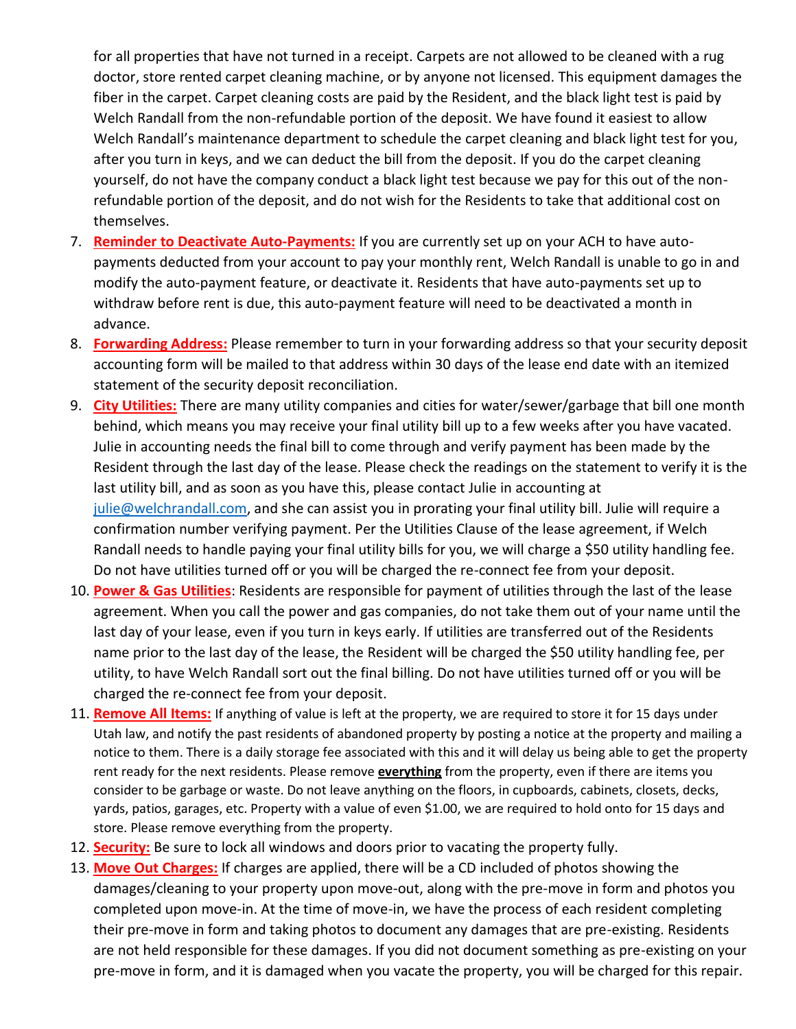for all properties that have not turned in a receipt. Carpets are not allowed to be cleaned with a rug doctor, store rented carpet cleaning machine, or by anyone not licensed. This equipment damages the fiber in the carpet. Carpet cleaning costs are paid by the Resident, and the black light test is paid by Welch Randall from the non-refundable portion of the deposit. We have found it easiest to allow Welch Randall's maintenance department to schedule the carpet cleaning and black light test for you, after you turn in keys, and we can deduct the bill from the deposit. If you do the carpet cleaning yourself, do not have the company conduct a black light test because we pay for this out of the non-refundable portion of the deposit, and do not wish for the Residents to take that additional cost on themselves.

7. **Reminder to Deactivate Auto-Payments:** If you are currently set up on your ACH to have auto-payments deducted from your account to pay your monthly rent, Welch Randall is unable to go in and modify the auto-payment feature, or deactivate it. Residents that have auto-payments set up to withdraw before rent is due, this auto-payment feature will need to be deactivated a month in advance.
8. **Forwarding Address:** Please remember to turn in your forwarding address so that your security deposit accounting form will be mailed to that address within 30 days of the lease end date with an itemized statement of the security deposit reconciliation.
9. **City Utilities:** There are many utility companies and cities for water/sewer/garbage that bill one month behind, which means you may receive your final utility bill up to a few weeks after you have vacated. Julie in accounting needs the final bill to come through and verify payment has been made by the Resident through the last day of the lease. Please check the readings on the statement to verify it is the last utility bill, and as soon as you have this, please contact Julie in accounting at julie@welchrandall.com, and she can assist you in prorating your final utility bill. Julie will require a confirmation number verifying payment. Per the Utilities Clause of the lease agreement, if Welch Randall needs to handle paying your final utility bills for you, we will charge a $50 utility handling fee. Do not have utilities turned off or you will be charged the re-connect fee from your deposit.
10. **Power & Gas Utilities**: Residents are responsible for payment of utilities through the last of the lease agreement. When you call the power and gas companies, do not take them out of your name until the last day of your lease, even if you turn in keys early. If utilities are transferred out of the Residents name prior to the last day of the lease, the Resident will be charged the $50 utility handling fee, per utility, to have Welch Randall sort out the final billing. Do not have utilities turned off or you will be charged the re-connect fee from your deposit.
11. **Remove All Items:** If anything of value is left at the property, we are required to store it for 15 days under Utah law, and notify the past residents of abandoned property by posting a notice at the property and mailing a notice to them. There is a daily storage fee associated with this and it will delay us being able to get the property rent ready for the next residents. Please remove **everything** from the property, even if there are items you consider to be garbage or waste. Do not leave anything on the floors, in cupboards, cabinets, closets, decks, yards, patios, garages, etc. Property with a value of even $1.00, we are required to hold onto for 15 days and store. Please remove everything from the property.
12. **Security:** Be sure to lock all windows and doors prior to vacating the property fully.
13. **Move Out Charges:** If charges are applied, there will be a CD included of photos showing the damages/cleaning to your property upon move-out, along with the pre-move in form and photos you completed upon move-in. At the time of move-in, we have the process of each resident completing their pre-move in form and taking photos to document any damages that are pre-existing. Residents are not held responsible for these damages. If you did not document something as pre-existing on your pre-move in form, and it is damaged when you vacate the property, you will be charged for this repair.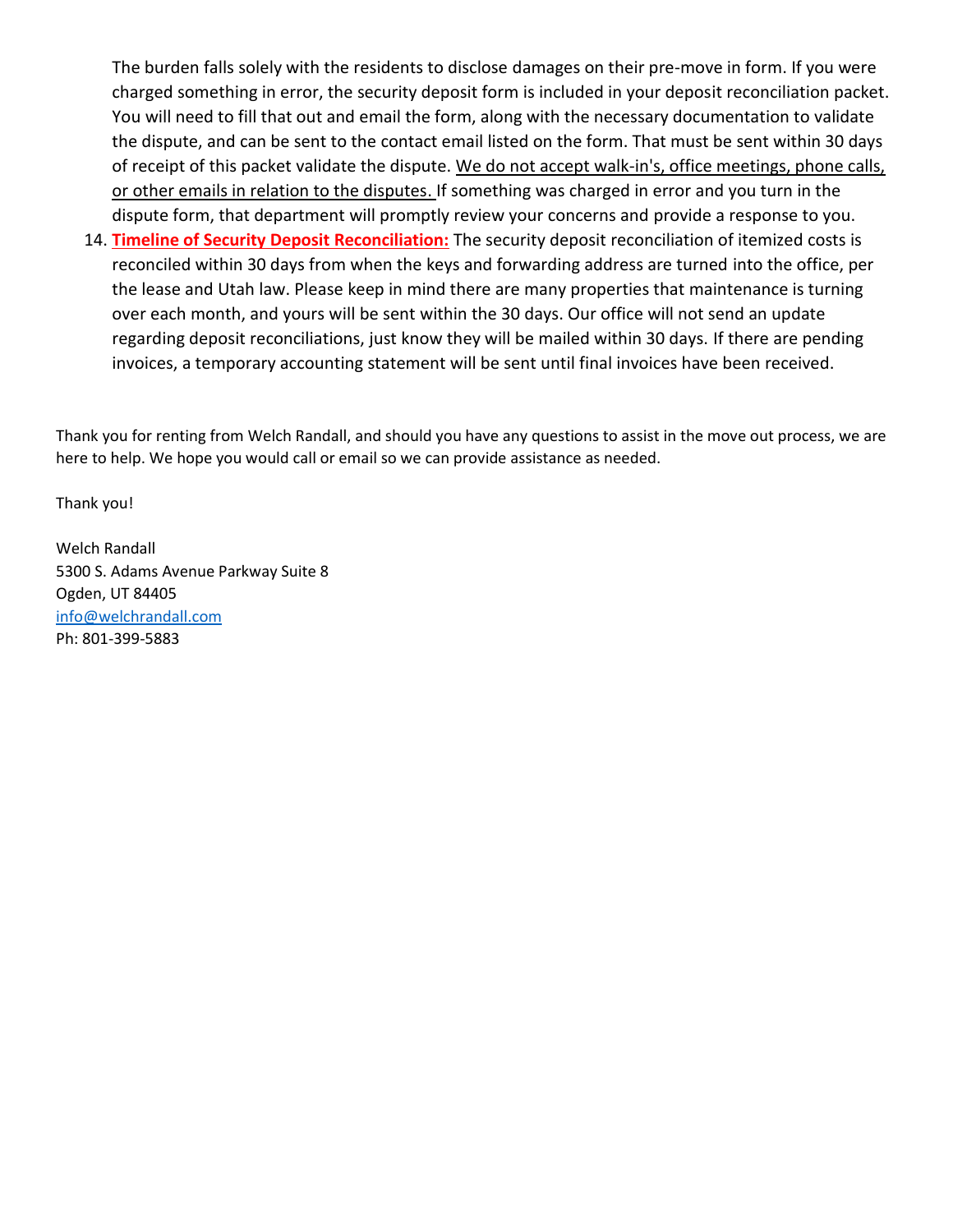The burden falls solely with the residents to disclose damages on their pre-move in form. If you were charged something in error, the security deposit form is included in your deposit reconciliation packet. You will need to fill that out and email the form, along with the necessary documentation to validate the dispute, and can be sent to the contact email listed on the form. That must be sent within 30 days of receipt of this packet validate the dispute. <u>We do not accept walk-in's, office meetings, phone calls, or other emails in relation to the disputes.</u> If something was charged in error and you turn in the dispute form, that department will promptly review your concerns and provide a response to you.

14. **<u>Timeline of Security Deposit Reconciliation:</u>** The security deposit reconciliation of itemized costs is reconciled within 30 days from when the keys and forwarding address are turned into the office, per the lease and Utah law. Please keep in mind there are many properties that maintenance is turning over each month, and yours will be sent within the 30 days. Our office will not send an update regarding deposit reconciliations, just know they will be mailed within 30 days. If there are pending invoices, a temporary accounting statement will be sent until final invoices have been received.

Thank you for renting from Welch Randall, and should you have any questions to assist in the move out process, we are here to help. We hope you would call or email so we can provide assistance as needed.

Thank you!

Welch Randall
5300 S. Adams Avenue Parkway Suite 8
Ogden, UT 84405
info@welchrandall.com
Ph: 801-399-5883